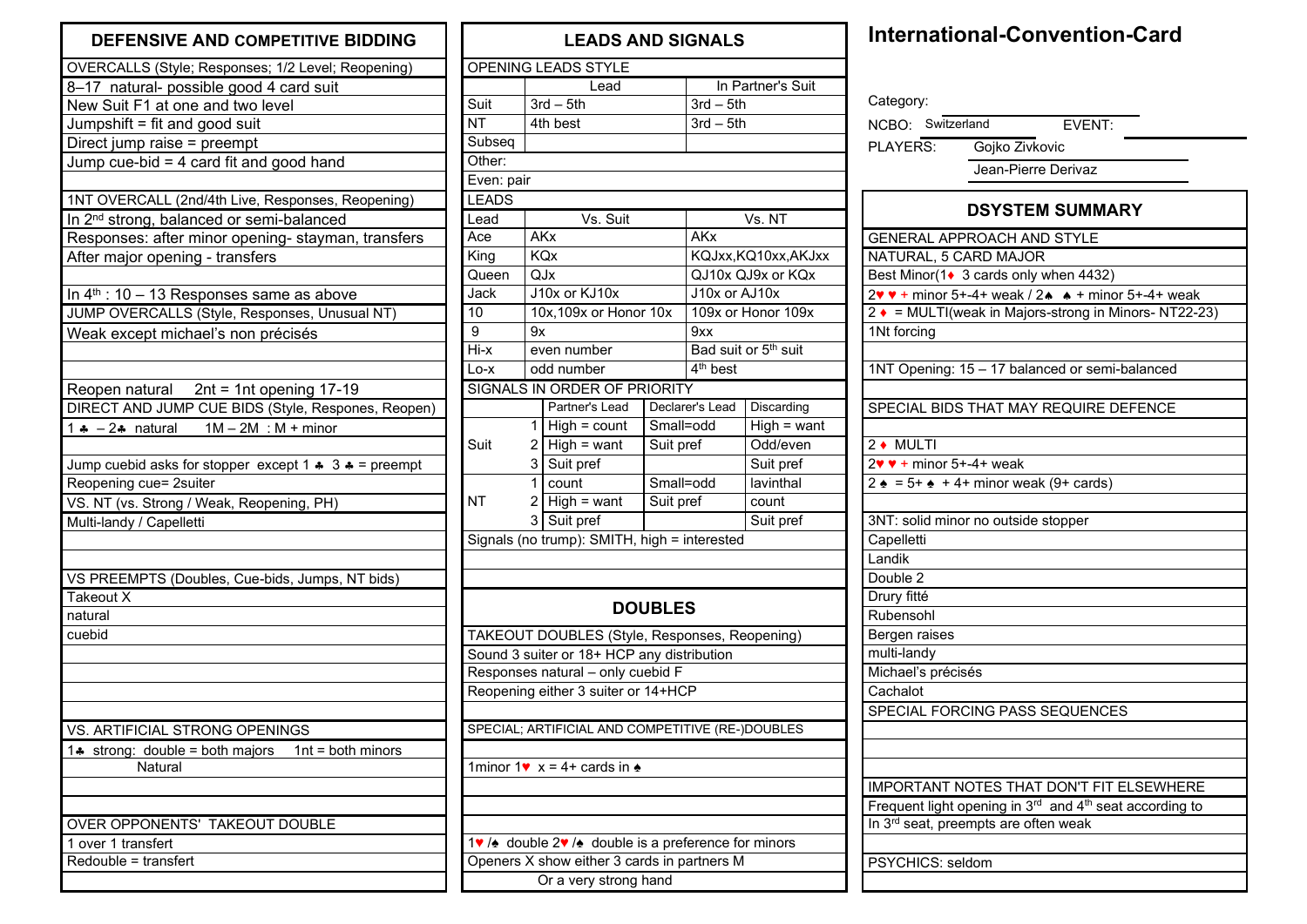## DEFENSIVE AND COMPETITIVE BIDDING

**OVERCALLS (Style; Responses; 1/2 Level; Reopening)**

8–17 natural- possible good 4 card suit
New Suit F1 at one and two level
Jumpshift = fit and good suit
Direct jump raise = preempt
Jump cue-bid = 4 card fit and good hand

**1NT OVERCALL (2nd/4th Live, Responses, Reopening)**

In 2nd strong, balanced or semi-balanced
Responses: after minor opening- stayman, transfers
After major opening - transfers

In 4th : 10 – 13 Responses same as above

**JUMP OVERCALLS (Style, Responses, Unusual NT)**

Weak except michael's non précisés

Reopen natural   2nt = 1nt opening 17-19

**DIRECT AND JUMP CUE BIDS (Style, Respones, Reopen)**

1 ♣ – 2♣ natural   1M – 2M : M + minor

Jump cuebid asks for stopper except 1 ♣ 3 ♣ = preempt
Reopening cue= 2suiter

**VS. NT (vs. Strong / Weak, Reopening, PH)**

Multi-landy / Capelletti

**VS PREEMPTS (Doubles, Cue-bids, Jumps, NT bids)**

Takeout X
natural
cuebid

**VS. ARTIFICIAL STRONG OPENINGS**

1♣ strong: double = both majors   1nt = both minors
Natural

**OVER OPPONENTS' TAKEOUT DOUBLE**

1 over 1 transfert
Redouble = transfert

## LEADS AND SIGNALS

**OPENING LEADS STYLE**

| | Lead | In Partner's Suit |
|---|---|---|
| Suit | 3rd – 5th | 3rd – 5th |
| NT | 4th best | 3rd – 5th |
| Subseq | | |

Other:
Even: pair

**LEADS**

| Lead | Vs. Suit | Vs. NT |
|---|---|---|
| Ace | AKx | AKx |
| King | KQx | KQJxx,KQ10xx,AKJxx |
| Queen | QJx | QJ10x QJ9x or KQx |
| Jack | J10x or KJ10x | J10x or AJ10x |
| 10 | 10x,109x or Honor 10x | 109x or Honor 109x |
| 9 | 9x | 9xx |
| Hi-x | even number | Bad suit or 5th suit |
| Lo-x | odd number | 4th best |

**SIGNALS IN ORDER OF PRIORITY**

| | | Partner's Lead | Declarer's Lead | Discarding |
|---|---|---|---|---|
| Suit | 1 | High = count | Small=odd | High = want |
| | 2 | High = want | Suit pref | Odd/even |
| | 3 | Suit pref | | Suit pref |
| NT | 1 | count | Small=odd | lavinthal |
| | 2 | High = want | Suit pref | count |
| | 3 | Suit pref | | Suit pref |

Signals (no trump): SMITH, high = interested

## DOUBLES

**TAKEOUT DOUBLES (Style, Responses, Reopening)**

Sound 3 suiter or 18+ HCP any distribution
Responses natural – only cuebid F
Reopening either 3 suiter or 14+HCP

**SPECIAL; ARTIFICIAL AND COMPETITIVE (RE-)DOUBLES**

1minor 1♥ x = 4+ cards in ♠

1♥ /♠ double 2♥ /♠ double is a preference for minors
Openers X show either 3 cards in partners M
Or a very strong hand

# International-Convention-Card

Category:
NCBO: Switzerland   EVENT:
PLAYERS: Gojko Zivkovic
Jean-Pierre Derivaz

## DSYSTEM SUMMARY

**GENERAL APPROACH AND STYLE**

NATURAL, 5 CARD MAJOR
Best Minor(1♦ 3 cards only when 4432)
2♥ ♥ + minor 5+-4+ weak / 2♠ ♠ + minor 5+-4+ weak
2 ♦ = MULTI(weak in Majors-strong in Minors- NT22-23)
1Nt forcing

1NT Opening: 15 – 17 balanced or semi-balanced

**SPECIAL BIDS THAT MAY REQUIRE DEFENCE**

2 ♦ MULTI
2♥ ♥ + minor 5+-4+ weak
2 ♠ = 5+ ♠ + 4+ minor weak (9+ cards)

3NT: solid minor no outside stopper
Capelletti
Landik
Double 2
Drury fitté
Rubensohl
Bergen raises
multi-landy
Michael's précisés
Cachalot

**SPECIAL FORCING PASS SEQUENCES**

**IMPORTANT NOTES THAT DON'T FIT ELSEWHERE**

Frequent light opening in 3rd and 4th seat according to
In 3rd seat, preempts are often weak

**PSYCHICS:** seldom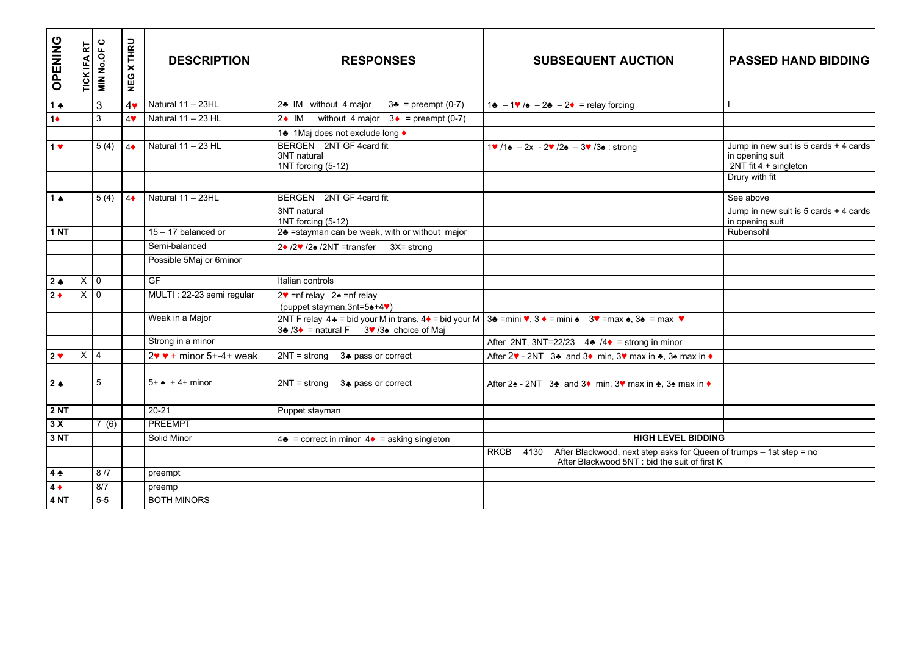| OPENING | TICK IF ART | MIN No.OF C | NEG X THRU | DESCRIPTION | RESPONSES | SUBSEQUENT AUCTION | PASSED HAND BIDDING |
|---|---|---|---|---|---|---|---|
| 1 ♣ | | 3 | 4♥ | Natural 11 – 23HL | 2♣ IM without 4 major 3♣ = preempt (0-7) | 1♣ – 1♥ /♠ – 2♣ – 2♦ = relay forcing | I |
| 1♦ | | 3 | 4♥ | Natural 11 – 23 HL | 2♦ IM without 4 major 3♦ = preempt (0-7) | | |
| | | | | | 1♣ 1Maj does not exclude long ♦ | | |
| 1 ♥ | | 5 (4) | 4♦ | Natural 11 – 23 HL | BERGEN 2NT GF 4card fit<br>3NT natural<br>1NT forcing (5-12) | 1♥ /1♠ – 2x - 2♥ /2♠ – 3♥ /3♠ : strong | Jump in new suit is 5 cards + 4 cards in opening suit<br>2NT fit 4 + singleton |
| | | | | | | | Drury with fit |
| 1 ♠ | | 5 (4) | 4♦ | Natural 11 – 23HL | BERGEN 2NT GF 4card fit | | See above |
| | | | | | 3NT natural<br>1NT forcing (5-12) | | Jump in new suit is 5 cards + 4 cards in opening suit |
| 1 NT | | | | 15 – 17 balanced or | 2♣ =stayman can be weak, with or without major | | Rubensohl |
| | | | | Semi-balanced | 2♦ /2♥ /2♠ /2NT =transfer 3X= strong | | |
| | | | | Possible 5Maj or 6minor | | | |
| 2 ♣ | X | 0 | | GF | Italian controls | | |
| 2 ♦ | X | 0 | | MULTI : 22-23 semi regular | 2♥ =nf relay 2♠ =nf relay<br>(puppet stayman,3nt=5♠+4♥) | | |
| | | | | Weak in a Major | 2NT F relay 4♣ = bid your M in trans, 4♦ = bid your M<br>3♣ /3♦ = natural F 3♥ /3♠ choice of Maj | 3♣ =mini ♥, 3 ♦ = mini ♠ 3♥ =max ♠, 3♠ = max ♥ | |
| | | | | Strong in a minor | | After 2NT, 3NT=22/23 4♣ /4♦ = strong in minor | |
| 2 ♥ | X | 4 | | 2♥ ♥ + minor 5+-4+ weak | 2NT = strong 3♣ pass or correct | After 2♥ - 2NT 3♣ and 3♦ min, 3♥ max in ♣, 3♠ max in ♦ | |
| | | | | | | | |
| 2 ♠ | | 5 | | 5+ ♠ + 4+ minor | 2NT = strong 3♣ pass or correct | After 2♠ - 2NT 3♣ and 3♦ min, 3♥ max in ♣, 3♠ max in ♦ | |
| | | | | | | | |
| 2 NT | | | | 20-21 | Puppet stayman | | |
| 3 X | | 7 (6) | | PREEMPT | | | |
| 3 NT | | | | Solid Minor | 4♣ = correct in minor 4♦ = asking singleton | **HIGH LEVEL BIDDING** | |
| | | | | | | RKCB 4130 After Blackwood, next step asks for Queen of trumps – 1st step = no<br>After Blackwood 5NT : bid the suit of first K | |
| 4 ♣ | | 8 /7 | | preempt | | | |
| 4 ♦ | | 8/7 | | preemp | | | |
| 4 NT | | 5-5 | | BOTH MINORS | | | |